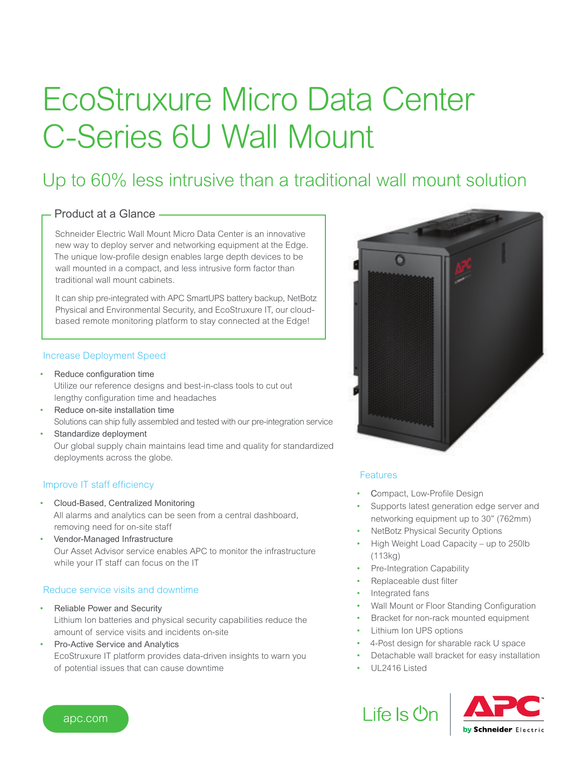# EcoStruxure Micro Data Center C-Series 6U Wall Mount

## Up to 60% less intrusive than a traditional wall mount solution

### Product at a Glance

Schneider Electric Wall Mount Micro Data Center is an innovative new way to deploy server and networking equipment at the Edge. The unique low-profile design enables large depth devices to be wall mounted in a compact, and less intrusive form factor than traditional wall mount cabinets.

It can ship pre-integrated with APC SmartUPS battery backup, NetBotz Physical and Environmental Security, and EcoStruxure IT, our cloud-based remote monitoring platform to stay connected at the Edge!

### Increase Deployment Speed

- Reduce configuration time
  Utilize our reference designs and best-in-class tools to cut out lengthy configuration time and headaches
- Reduce on-site installation time
  Solutions can ship fully assembled and tested with our pre-integration service
- Standardize deployment
  Our global supply chain maintains lead time and quality for standardized deployments across the globe.

### Improve IT staff efficiency

- Cloud-Based, Centralized Monitoring
  All alarms and analytics can be seen from a central dashboard, removing need for on-site staff
- Vendor-Managed Infrastructure
  Our Asset Advisor service enables APC to monitor the infrastructure while your IT staff can focus on the IT

### Reduce service visits and downtime

- Reliable Power and Security
  Lithium Ion batteries and physical security capabilities reduce the amount of service visits and incidents on-site
- Pro-Active Service and Analytics
  EcoStruxure IT platform provides data-driven insights to warn you of potential issues that can cause downtime

### Features

- Compact, Low-Profile Design
- Supports latest generation edge server and networking equipment up to 30" (762mm)
- NetBotz Physical Security Options
- High Weight Load Capacity – up to 250lb (113kg)
- Pre-Integration Capability
- Replaceable dust filter
- Integrated fans
- Wall Mount or Floor Standing Configuration
- Bracket for non-rack mounted equipment
- Lithium Ion UPS options
- 4-Post design for sharable rack U space
- Detachable wall bracket for easy installation
- UL2416 Listed

apc.com

Life Is On

APC by Schneider Electric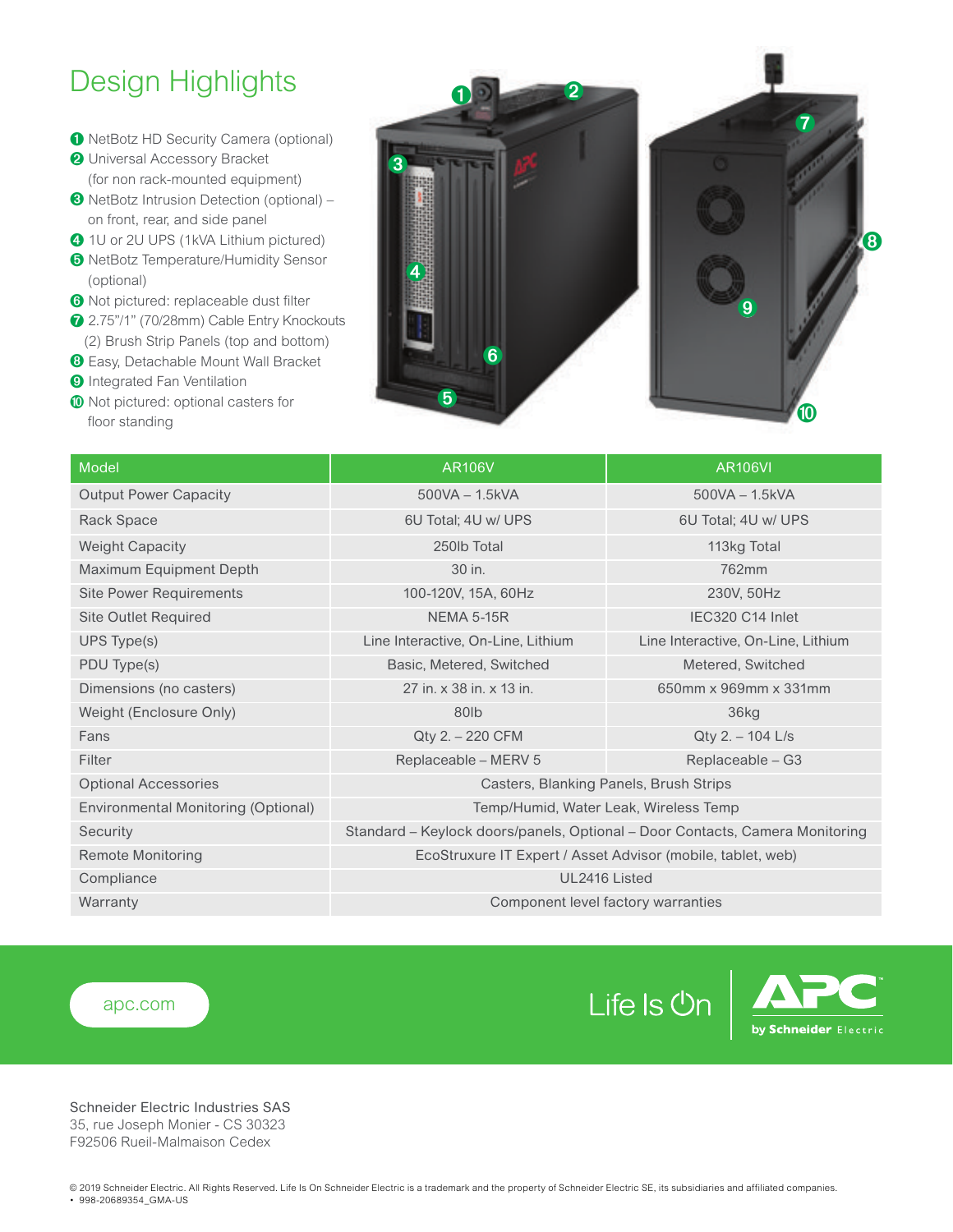## Design Highlights

1. NetBotz HD Security Camera (optional)
2. Universal Accessory Bracket (for non rack-mounted equipment)
3. NetBotz Intrusion Detection (optional) – on front, rear, and side panel
4. 1U or 2U UPS (1kVA Lithium pictured)
5. NetBotz Temperature/Humidity Sensor (optional)
6. Not pictured: replaceable dust filter
7. 2.75"/1" (70/28mm) Cable Entry Knockouts (2) Brush Strip Panels (top and bottom)
8. Easy, Detachable Mount Wall Bracket
9. Integrated Fan Ventilation
10. Not pictured: optional casters for floor standing

| Model | AR106V | AR106VI |
|---|---|---|
| Output Power Capacity | 500VA – 1.5kVA | 500VA – 1.5kVA |
| Rack Space | 6U Total; 4U w/ UPS | 6U Total; 4U w/ UPS |
| Weight Capacity | 250lb Total | 113kg Total |
| Maximum Equipment Depth | 30 in. | 762mm |
| Site Power Requirements | 100-120V, 15A, 60Hz | 230V, 50Hz |
| Site Outlet Required | NEMA 5-15R | IEC320 C14 Inlet |
| UPS Type(s) | Line Interactive, On-Line, Lithium | Line Interactive, On-Line, Lithium |
| PDU Type(s) | Basic, Metered, Switched | Metered, Switched |
| Dimensions (no casters) | 27 in. x 38 in. x 13 in. | 650mm x 969mm x 331mm |
| Weight (Enclosure Only) | 80lb | 36kg |
| Fans | Qty 2. – 220 CFM | Qty 2. – 104 L/s |
| Filter | Replaceable – MERV 5 | Replaceable – G3 |
| Optional Accessories | Casters, Blanking Panels, Brush Strips | |
| Environmental Monitoring (Optional) | Temp/Humid, Water Leak, Wireless Temp | |
| Security | Standard – Keylock doors/panels, Optional – Door Contacts, Camera Monitoring | |
| Remote Monitoring | EcoStruxure IT Expert / Asset Advisor (mobile, tablet, web) | |
| Compliance | UL2416 Listed | |
| Warranty | Component level factory warranties | |

apc.com

Life Is On | APC by Schneider Electric

Schneider Electric Industries SAS
35, rue Joseph Monier - CS 30323
F92506 Rueil-Malmaison Cedex

© 2019 Schneider Electric. All Rights Reserved. Life Is On Schneider Electric is a trademark and the property of Schneider Electric SE, its subsidiaries and affiliated companies.
• 998-20689354_GMA-US